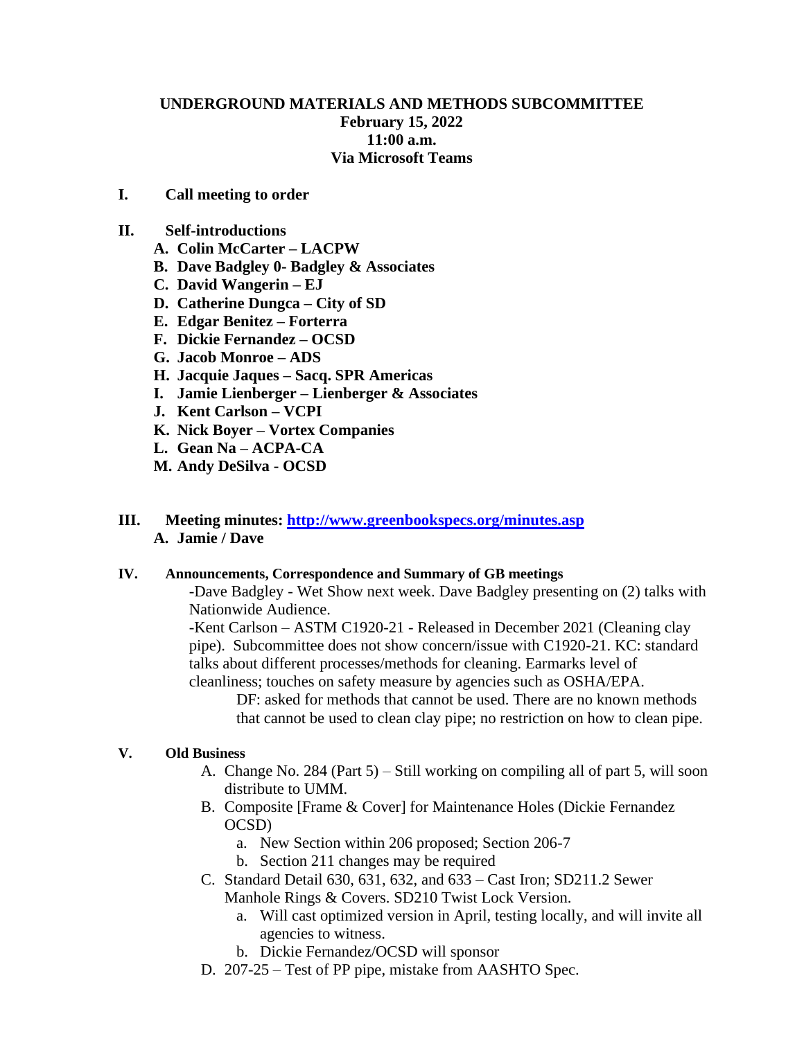# UNDERGROUND MATERIALS AND METHODS SUBCOMMITTEE
## February 15, 2022
## 11:00 a.m.
## Via Microsoft Teams

**I. Call meeting to order**

**II. Self-introductions**

- **A. Colin McCarter – LACPW**
- **B. Dave Badgley 0- Badgley & Associates**
- **C. David Wangerin – EJ**
- **D. Catherine Dungca – City of SD**
- **E. Edgar Benitez – Forterra**
- **F. Dickie Fernandez – OCSD**
- **G. Jacob Monroe – ADS**
- **H. Jacquie Jaques – Sacq. SPR Americas**
- **I. Jamie Lienberger – Lienberger & Associates**
- **J. Kent Carlson – VCPI**
- **K. Nick Boyer – Vortex Companies**
- **L. Gean Na – ACPA-CA**
- **M. Andy DeSilva - OCSD**

**III. Meeting minutes: [http://www.greenbookspecs.org/minutes.asp](http://www.greenbookspecs.org/minutes.asp)**

- **A. Jamie / Dave**

**IV. Announcements, Correspondence and Summary of GB meetings**

-Dave Badgley - Wet Show next week. Dave Badgley presenting on (2) talks with Nationwide Audience.

-Kent Carlson – ASTM C1920-21 - Released in December 2021 (Cleaning clay pipe). Subcommittee does not show concern/issue with C1920-21. KC: standard talks about different processes/methods for cleaning. Earmarks level of cleanliness; touches on safety measure by agencies such as OSHA/EPA.

DF: asked for methods that cannot be used. There are no known methods that cannot be used to clean clay pipe; no restriction on how to clean pipe.

**V. Old Business**

- A. Change No. 284 (Part 5) – Still working on compiling all of part 5, will soon distribute to UMM.
- B. Composite [Frame & Cover] for Maintenance Holes (Dickie Fernandez OCSD)
  - a. New Section within 206 proposed; Section 206-7
  - b. Section 211 changes may be required
- C. Standard Detail 630, 631, 632, and 633 – Cast Iron; SD211.2 Sewer Manhole Rings & Covers. SD210 Twist Lock Version.
  - a. Will cast optimized version in April, testing locally, and will invite all agencies to witness.
  - b. Dickie Fernandez/OCSD will sponsor
- D. 207-25 – Test of PP pipe, mistake from AASHTO Spec.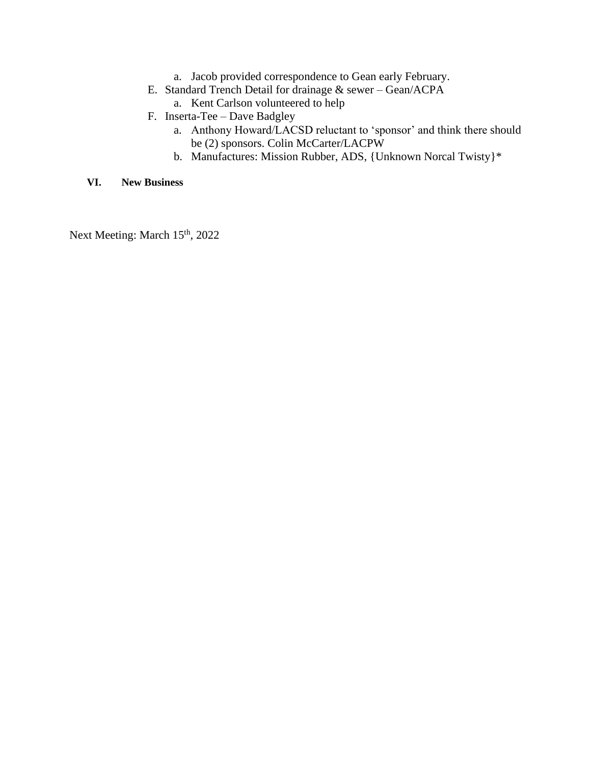a. Jacob provided correspondence to Gean early February.

E. Standard Trench Detail for drainage & sewer – Gean/ACPA
   a. Kent Carlson volunteered to help

F. Inserta-Tee – Dave Badgley
   a. Anthony Howard/LACSD reluctant to 'sponsor' and think there should be (2) sponsors. Colin McCarter/LACPW
   b. Manufactures: Mission Rubber, ADS, {Unknown Norcal Twisty}*

**VI. New Business**

Next Meeting: March 15th, 2022